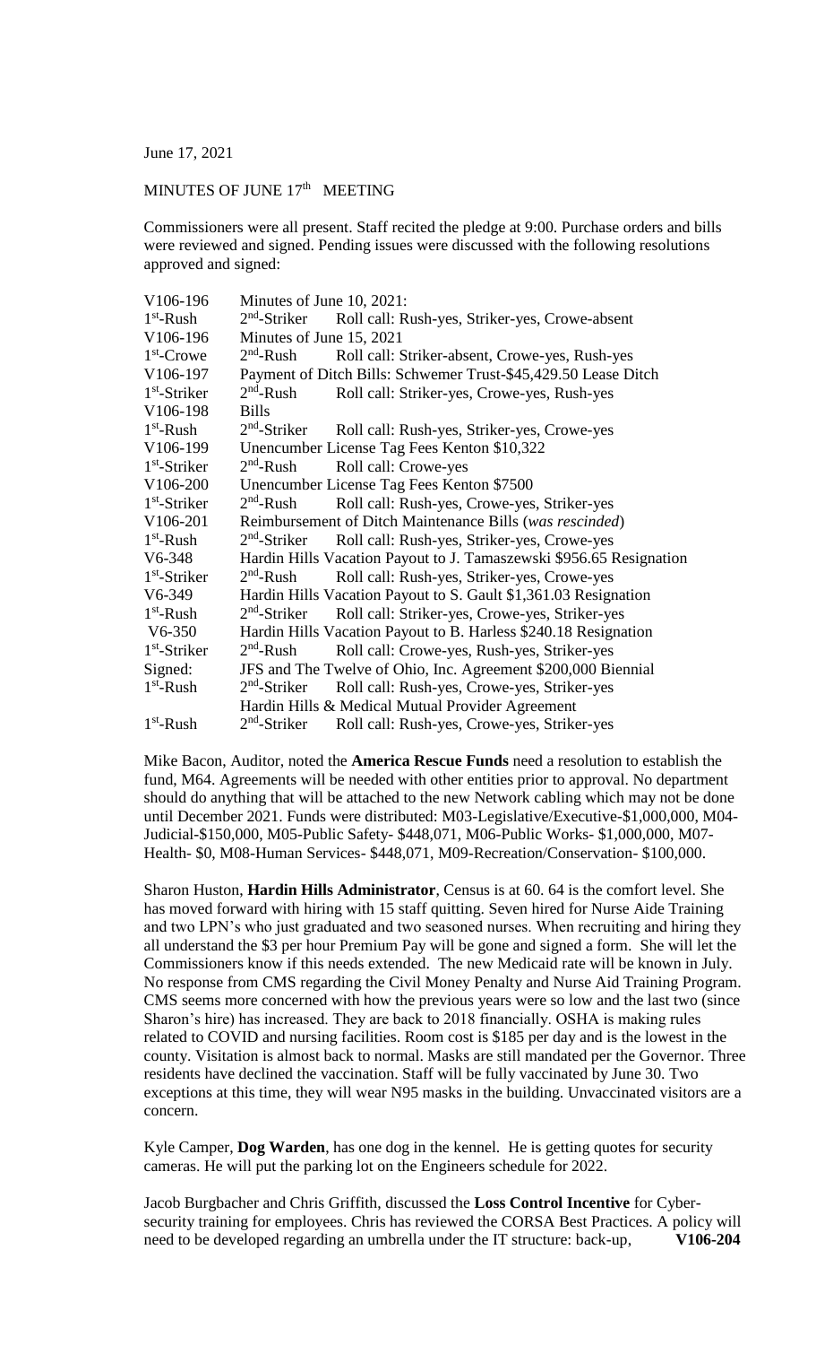June 17, 2021

MINUTES OF JUNE 17th MEETING

Commissioners were all present. Staff recited the pledge at 9:00. Purchase orders and bills were reviewed and signed. Pending issues were discussed with the following resolutions approved and signed:

| | | |
|---|---|---|
| V106-196 | Minutes of June 10, 2021: | |
| 1st-Rush | 2nd-Striker | Roll call: Rush-yes, Striker-yes, Crowe-absent |
| V106-196 | Minutes of June 15, 2021 | |
| 1st-Crowe | 2nd-Rush | Roll call: Striker-absent, Crowe-yes, Rush-yes |
| V106-197 | Payment of Ditch Bills: Schwemer Trust-$45,429.50 Lease Ditch | |
| 1st-Striker | 2nd-Rush | Roll call: Striker-yes, Crowe-yes, Rush-yes |
| V106-198 | Bills | |
| 1st-Rush | 2nd-Striker | Roll call: Rush-yes, Striker-yes, Crowe-yes |
| V106-199 | Unencumber License Tag Fees Kenton $10,322 | |
| 1st-Striker | 2nd-Rush | Roll call: Crowe-yes |
| V106-200 | Unencumber License Tag Fees Kenton $7500 | |
| 1st-Striker | 2nd-Rush | Roll call: Rush-yes, Crowe-yes, Striker-yes |
| V106-201 | Reimbursement of Ditch Maintenance Bills (*was rescinded*) | |
| 1st-Rush | 2nd-Striker | Roll call: Rush-yes, Striker-yes, Crowe-yes |
| V6-348 | Hardin Hills Vacation Payout to J. Tamaszewski $956.65 Resignation | |
| 1st-Striker | 2nd-Rush | Roll call: Rush-yes, Striker-yes, Crowe-yes |
| V6-349 | Hardin Hills Vacation Payout to S. Gault $1,361.03 Resignation | |
| 1st-Rush | 2nd-Striker | Roll call: Striker-yes, Crowe-yes, Striker-yes |
| V6-350 | Hardin Hills Vacation Payout to B. Harless $240.18 Resignation | |
| 1st-Striker | 2nd-Rush | Roll call: Crowe-yes, Rush-yes, Striker-yes |
| Signed: | JFS and The Twelve of Ohio, Inc. Agreement $200,000 Biennial | |
| 1st-Rush | 2nd-Striker | Roll call: Rush-yes, Crowe-yes, Striker-yes |
| | Hardin Hills & Medical Mutual Provider Agreement | |
| 1st-Rush | 2nd-Striker | Roll call: Rush-yes, Crowe-yes, Striker-yes |

Mike Bacon, Auditor, noted the **America Rescue Funds** need a resolution to establish the fund, M64. Agreements will be needed with other entities prior to approval. No department should do anything that will be attached to the new Network cabling which may not be done until December 2021. Funds were distributed: M03-Legislative/Executive-$1,000,000, M04-Judicial-$150,000, M05-Public Safety- $448,071, M06-Public Works- $1,000,000, M07-Health- $0, M08-Human Services- $448,071, M09-Recreation/Conservation- $100,000.

Sharon Huston, **Hardin Hills Administrator**, Census is at 60. 64 is the comfort level. She has moved forward with hiring with 15 staff quitting. Seven hired for Nurse Aide Training and two LPN's who just graduated and two seasoned nurses. When recruiting and hiring they all understand the $3 per hour Premium Pay will be gone and signed a form. She will let the Commissioners know if this needs extended. The new Medicaid rate will be known in July. No response from CMS regarding the Civil Money Penalty and Nurse Aid Training Program. CMS seems more concerned with how the previous years were so low and the last two (since Sharon's hire) has increased. They are back to 2018 financially. OSHA is making rules related to COVID and nursing facilities. Room cost is $185 per day and is the lowest in the county. Visitation is almost back to normal. Masks are still mandated per the Governor. Three residents have declined the vaccination. Staff will be fully vaccinated by June 30. Two exceptions at this time, they will wear N95 masks in the building. Unvaccinated visitors are a concern.

Kyle Camper, **Dog Warden**, has one dog in the kennel. He is getting quotes for security cameras. He will put the parking lot on the Engineers schedule for 2022.

Jacob Burgbacher and Chris Griffith, discussed the **Loss Control Incentive** for Cyber-security training for employees. Chris has reviewed the CORSA Best Practices. A policy will need to be developed regarding an umbrella under the IT structure: back-up, **V106-204**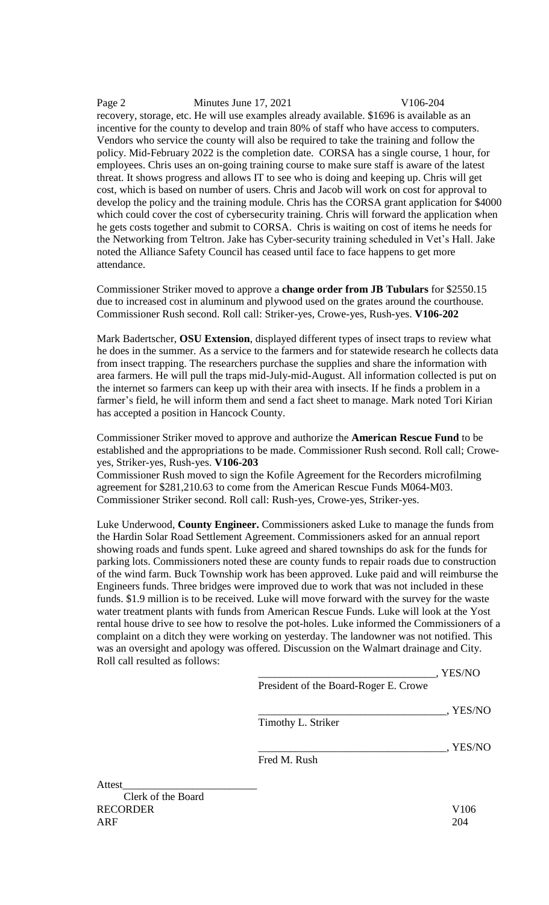recovery, storage, etc. He will use examples already available. $1696 is available as an incentive for the county to develop and train 80% of staff who have access to computers. Vendors who service the county will also be required to take the training and follow the policy. Mid-February 2022 is the completion date. CORSA has a single course, 1 hour, for employees. Chris uses an on-going training course to make sure staff is aware of the latest threat. It shows progress and allows IT to see who is doing and keeping up. Chris will get cost, which is based on number of users. Chris and Jacob will work on cost for approval to develop the policy and the training module. Chris has the CORSA grant application for $4000 which could cover the cost of cybersecurity training. Chris will forward the application when he gets costs together and submit to CORSA. Chris is waiting on cost of items he needs for the Networking from Teltron. Jake has Cyber-security training scheduled in Vet's Hall. Jake noted the Alliance Safety Council has ceased until face to face happens to get more attendance.

Commissioner Striker moved to approve a **change order from JB Tubulars** for $2550.15 due to increased cost in aluminum and plywood used on the grates around the courthouse. Commissioner Rush second. Roll call: Striker-yes, Crowe-yes, Rush-yes. **V106-202**

Mark Badertscher, **OSU Extension**, displayed different types of insect traps to review what he does in the summer. As a service to the farmers and for statewide research he collects data from insect trapping. The researchers purchase the supplies and share the information with area farmers. He will pull the traps mid-July-mid-August. All information collected is put on the internet so farmers can keep up with their area with insects. If he finds a problem in a farmer's field, he will inform them and send a fact sheet to manage. Mark noted Tori Kirian has accepted a position in Hancock County.

Commissioner Striker moved to approve and authorize the **American Rescue Fund** to be established and the appropriations to be made. Commissioner Rush second. Roll call; Crowe-yes, Striker-yes, Rush-yes. **V106-203**

Commissioner Rush moved to sign the Kofile Agreement for the Recorders microfilming agreement for $281,210.63 to come from the American Rescue Funds M064-M03. Commissioner Striker second. Roll call: Rush-yes, Crowe-yes, Striker-yes.

Luke Underwood, **County Engineer.** Commissioners asked Luke to manage the funds from the Hardin Solar Road Settlement Agreement. Commissioners asked for an annual report showing roads and funds spent. Luke agreed and shared townships do ask for the funds for parking lots. Commissioners noted these are county funds to repair roads due to construction of the wind farm. Buck Township work has been approved. Luke paid and will reimburse the Engineers funds. Three bridges were improved due to work that was not included in these funds. $1.9 million is to be received. Luke will move forward with the survey for the waste water treatment plants with funds from American Rescue Funds. Luke will look at the Yost rental house drive to see how to resolve the pot-holes. Luke informed the Commissioners of a complaint on a ditch they were working on yesterday. The landowner was not notified. This was an oversight and apology was offered. Discussion on the Walmart drainage and City.

Roll call resulted as follows:

_________________________________, YES/NO
President of the Board-Roger E. Crowe

_________________________________, YES/NO
Timothy L. Striker

_________________________________, YES/NO
Fred M. Rush

Attest_________________________
Clerk of the Board

RECORDER V106
ARF 204